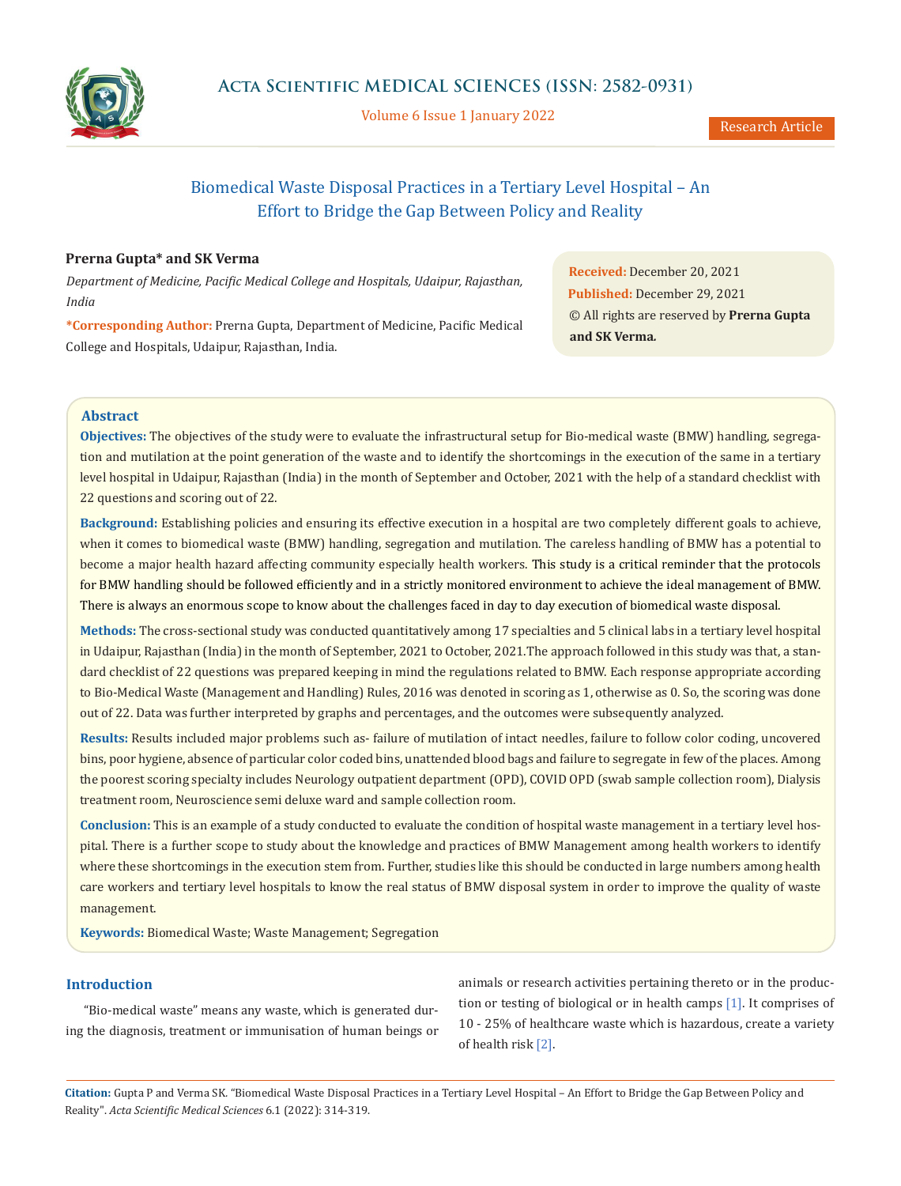Research Article

# Biomedical Waste Disposal Practices in a Tertiary Level Hospital – An Effort to Bridge the Gap Between Policy and Reality

**Prerna Gupta* and SK Verma**

*Department of Medicine, Pacific Medical College and Hospitals, Udaipur, Rajasthan, India*

***Corresponding Author:** Prerna Gupta, Department of Medicine, Pacific Medical College and Hospitals, Udaipur, Rajasthan, India.

**Received:** December 20, 2021
**Published:** December 29, 2021
© All rights are reserved by **Prerna Gupta and SK Verma.**

## Abstract

**Objectives:** The objectives of the study were to evaluate the infrastructural setup for Bio-medical waste (BMW) handling, segregation and mutilation at the point generation of the waste and to identify the shortcomings in the execution of the same in a tertiary level hospital in Udaipur, Rajasthan (India) in the month of September and October, 2021 with the help of a standard checklist with 22 questions and scoring out of 22.

**Background:** Establishing policies and ensuring its effective execution in a hospital are two completely different goals to achieve, when it comes to biomedical waste (BMW) handling, segregation and mutilation. The careless handling of BMW has a potential to become a major health hazard affecting community especially health workers. This study is a critical reminder that the protocols for BMW handling should be followed efficiently and in a strictly monitored environment to achieve the ideal management of BMW. There is always an enormous scope to know about the challenges faced in day to day execution of biomedical waste disposal.

**Methods:** The cross-sectional study was conducted quantitatively among 17 specialties and 5 clinical labs in a tertiary level hospital in Udaipur, Rajasthan (India) in the month of September, 2021 to October, 2021.The approach followed in this study was that, a standard checklist of 22 questions was prepared keeping in mind the regulations related to BMW. Each response appropriate according to Bio-Medical Waste (Management and Handling) Rules, 2016 was denoted in scoring as 1, otherwise as 0. So, the scoring was done out of 22. Data was further interpreted by graphs and percentages, and the outcomes were subsequently analyzed.

**Results:** Results included major problems such as- failure of mutilation of intact needles, failure to follow color coding, uncovered bins, poor hygiene, absence of particular color coded bins, unattended blood bags and failure to segregate in few of the places. Among the poorest scoring specialty includes Neurology outpatient department (OPD), COVID OPD (swab sample collection room), Dialysis treatment room, Neuroscience semi deluxe ward and sample collection room.

**Conclusion:** This is an example of a study conducted to evaluate the condition of hospital waste management in a tertiary level hospital. There is a further scope to study about the knowledge and practices of BMW Management among health workers to identify where these shortcomings in the execution stem from. Further, studies like this should be conducted in large numbers among health care workers and tertiary level hospitals to know the real status of BMW disposal system in order to improve the quality of waste management.

**Keywords:** Biomedical Waste; Waste Management; Segregation

## Introduction

"Bio-medical waste" means any waste, which is generated during the diagnosis, treatment or immunisation of human beings or animals or research activities pertaining thereto or in the production or testing of biological or in health camps [1]. It comprises of 10 - 25% of healthcare waste which is hazardous, create a variety of health risk [2].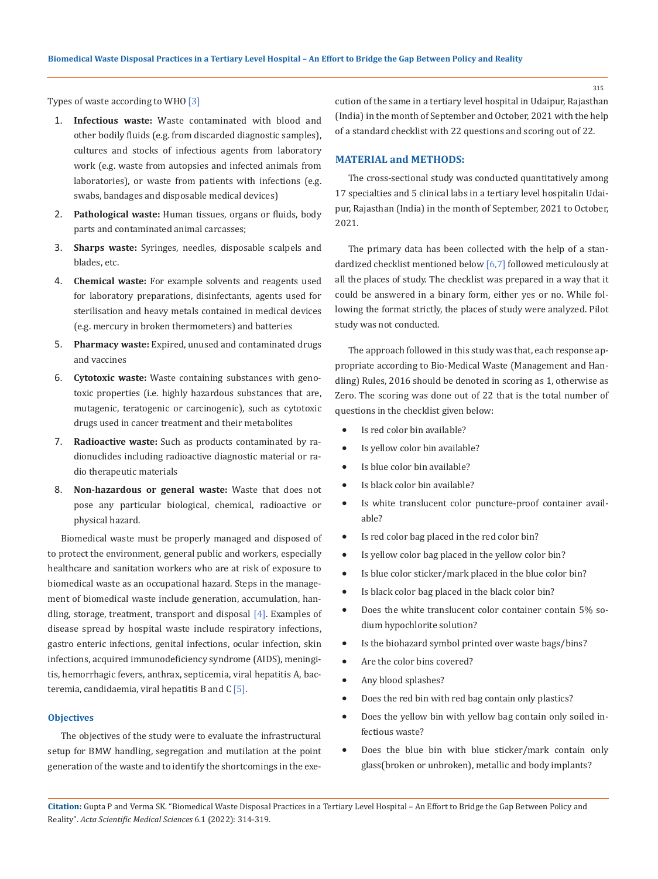Types of waste according to WHO [3]

1. **Infectious waste:** Waste contaminated with blood and other bodily fluids (e.g. from discarded diagnostic samples), cultures and stocks of infectious agents from laboratory work (e.g. waste from autopsies and infected animals from laboratories), or waste from patients with infections (e.g. swabs, bandages and disposable medical devices)
2. **Pathological waste:** Human tissues, organs or fluids, body parts and contaminated animal carcasses;
3. **Sharps waste:** Syringes, needles, disposable scalpels and blades, etc.
4. **Chemical waste:** For example solvents and reagents used for laboratory preparations, disinfectants, agents used for sterilisation and heavy metals contained in medical devices (e.g. mercury in broken thermometers) and batteries
5. **Pharmacy waste:** Expired, unused and contaminated drugs and vaccines
6. **Cytotoxic waste:** Waste containing substances with genotoxic properties (i.e. highly hazardous substances that are, mutagenic, teratogenic or carcinogenic), such as cytotoxic drugs used in cancer treatment and their metabolites
7. **Radioactive waste:** Such as products contaminated by radionuclides including radioactive diagnostic material or radio therapeutic materials
8. **Non-hazardous or general waste:** Waste that does not pose any particular biological, chemical, radioactive or physical hazard.

Biomedical waste must be properly managed and disposed of to protect the environment, general public and workers, especially healthcare and sanitation workers who are at risk of exposure to biomedical waste as an occupational hazard. Steps in the management of biomedical waste include generation, accumulation, handling, storage, treatment, transport and disposal [4]. Examples of disease spread by hospital waste include respiratory infections, gastro enteric infections, genital infections, ocular infection, skin infections, acquired immunodeficiency syndrome (AIDS), meningitis, hemorrhagic fevers, anthrax, septicemia, viral hepatitis A, bacteremia, candidaemia, viral hepatitis B and C [5].

### Objectives

The objectives of the study were to evaluate the infrastructural setup for BMW handling, segregation and mutilation at the point generation of the waste and to identify the shortcomings in the execution of the same in a tertiary level hospital in Udaipur, Rajasthan (India) in the month of September and October, 2021 with the help of a standard checklist with 22 questions and scoring out of 22.

## MATERIAL and METHODS:

The cross-sectional study was conducted quantitatively among 17 specialties and 5 clinical labs in a tertiary level hospitalin Udaipur, Rajasthan (India) in the month of September, 2021 to October, 2021.

The primary data has been collected with the help of a standardized checklist mentioned below [6,7] followed meticulously at all the places of study. The checklist was prepared in a way that it could be answered in a binary form, either yes or no. While following the format strictly, the places of study were analyzed. Pilot study was not conducted.

The approach followed in this study was that, each response appropriate according to Bio-Medical Waste (Management and Handling) Rules, 2016 should be denoted in scoring as 1, otherwise as Zero. The scoring was done out of 22 that is the total number of questions in the checklist given below:

- Is red color bin available?
- Is yellow color bin available?
- Is blue color bin available?
- Is black color bin available?
- Is white translucent color puncture-proof container available?
- Is red color bag placed in the red color bin?
- Is yellow color bag placed in the yellow color bin?
- Is blue color sticker/mark placed in the blue color bin?
- Is black color bag placed in the black color bin?
- Does the white translucent color container contain 5% sodium hypochlorite solution?
- Is the biohazard symbol printed over waste bags/bins?
- Are the color bins covered?
- Any blood splashes?
- Does the red bin with red bag contain only plastics?
- Does the yellow bin with yellow bag contain only soiled infectious waste?
- Does the blue bin with blue sticker/mark contain only glass(broken or unbroken), metallic and body implants?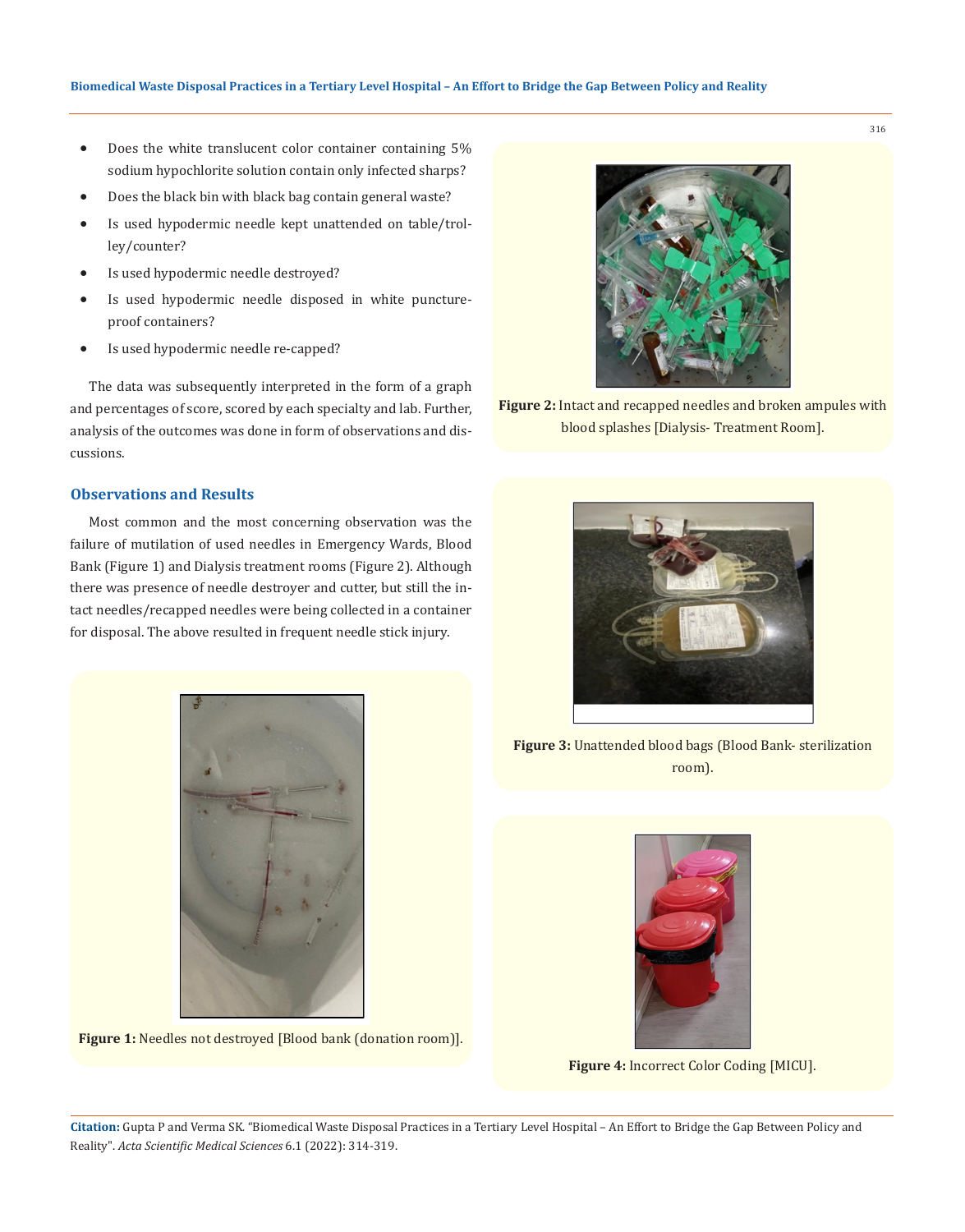- Does the white translucent color container containing 5% sodium hypochlorite solution contain only infected sharps?
- Does the black bin with black bag contain general waste?
- Is used hypodermic needle kept unattended on table/trolley/counter?
- Is used hypodermic needle destroyed?
- Is used hypodermic needle disposed in white puncture-proof containers?
- Is used hypodermic needle re-capped?

The data was subsequently interpreted in the form of a graph and percentages of score, scored by each specialty and lab. Further, analysis of the outcomes was done in form of observations and discussions.

## Observations and Results

Most common and the most concerning observation was the failure of mutilation of used needles in Emergency Wards, Blood Bank (Figure 1) and Dialysis treatment rooms (Figure 2). Although there was presence of needle destroyer and cutter, but still the intact needles/recapped needles were being collected in a container for disposal. The above resulted in frequent needle stick injury.

**Figure 1:** Needles not destroyed [Blood bank (donation room)].

**Figure 2:** Intact and recapped needles and broken ampules with blood splashes [Dialysis- Treatment Room].

**Figure 3:** Unattended blood bags (Blood Bank- sterilization room).

**Figure 4:** Incorrect Color Coding [MICU].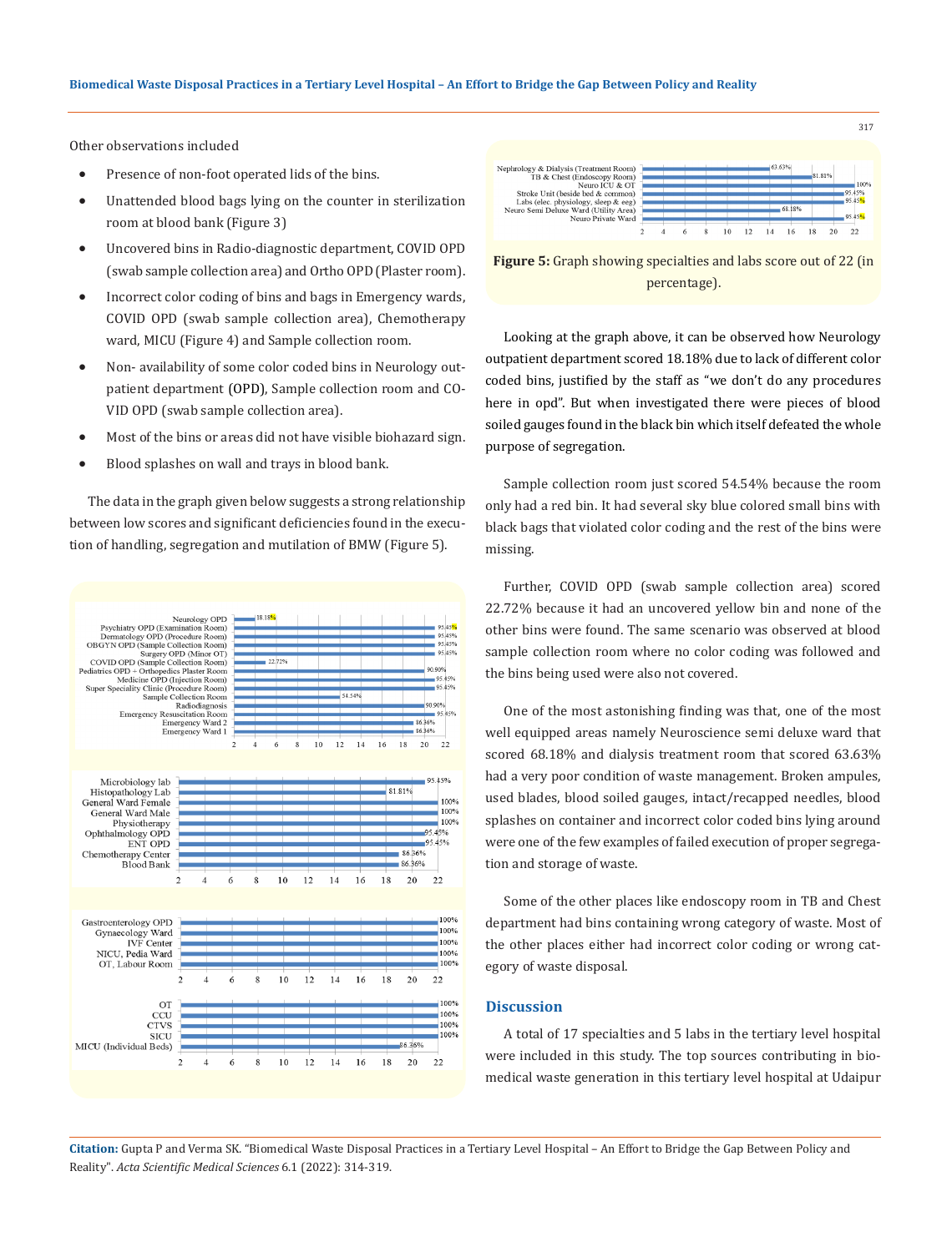Other observations included

- Presence of non-foot operated lids of the bins.
- Unattended blood bags lying on the counter in sterilization room at blood bank (Figure 3)
- Uncovered bins in Radio-diagnostic department, COVID OPD (swab sample collection area) and Ortho OPD (Plaster room).
- Incorrect color coding of bins and bags in Emergency wards, COVID OPD (swab sample collection area), Chemotherapy ward, MICU (Figure 4) and Sample collection room.
- Non- availability of some color coded bins in Neurology outpatient department (OPD), Sample collection room and COVID OPD (swab sample collection area).
- Most of the bins or areas did not have visible biohazard sign.
- Blood splashes on wall and trays in blood bank.

The data in the graph given below suggests a strong relationship between low scores and significant deficiencies found in the execution of handling, segregation and mutilation of BMW (Figure 5).

| Area | Score |
| --- | --- |
| Neurology OPD | 18.18% |
| Psychiatry OPD (Examination Room) | 95.45% |
| Dermatology OPD (Procedure Room) | 95.45% |
| OBGYN OPD (Sample Collection Room) | 95.45% |
| Surgery OPD (Minor OT) | 95.45% |
| COVID OPD (Sample Collection Room) | 22.72% |
| Pediatrics OPD + Orthopedics Plaster Room | 90.90% |
| Medicine OPD (Injection Room) | 95.45% |
| Super Speciality Clinic (Procedure Room) | 95.45% |
| Sample Collection Room | 54.54% |
| Radiodiagnosis | 90.90% |
| Emergency Resuscitation Room | 95.45% |
| Emergency Ward 2 | 86.36% |
| Emergency Ward 1 | 86.36% |
| Microbiology lab | 95.45% |
| Histopathology Lab | 81.81% |
| General Ward Female | 100% |
| General Ward Male | 100% |
| Physiotherapy | 100% |
| Ophthalmology OPD | 95.45% |
| ENT OPD | 95.45% |
| Chemotherapy Center | 86.36% |
| Blood Bank | 86.36% |
| Gastroenterology OPD | 100% |
| Gynaecology Ward | 100% |
| IVF Center | 100% |
| NICU, Pedia Ward | 100% |
| OT, Labour Room | 100% |
| OT | 100% |
| CCU | 100% |
| CTVS | 100% |
| SICU | 100% |
| MICU (Individual Beds) | 86.36% |
| Nephrology & Dialysis (Treatment Room) | 63.63% |
| TB & Chest (Endoscopy Room) | 81.81% |
| Neuro ICU & OT | 100% |
| Stroke Unit (beside bed & common) | 95.45% |
| Labs (elec. physiology, sleep & eeg) | 95.45% |
| Neuro Semi Deluxe Ward (Utility Area) | 68.18% |
| Neuro Private Ward | 95.45% |

**Figure 5:** Graph showing specialties and labs score out of 22 (in percentage).

Looking at the graph above, it can be observed how Neurology outpatient department scored 18.18% due to lack of different color coded bins, justified by the staff as "we don't do any procedures here in opd". But when investigated there were pieces of blood soiled gauges found in the black bin which itself defeated the whole purpose of segregation.

Sample collection room just scored 54.54% because the room only had a red bin. It had several sky blue colored small bins with black bags that violated color coding and the rest of the bins were missing.

Further, COVID OPD (swab sample collection area) scored 22.72% because it had an uncovered yellow bin and none of the other bins were found. The same scenario was observed at blood sample collection room where no color coding was followed and the bins being used were also not covered.

One of the most astonishing finding was that, one of the most well equipped areas namely Neuroscience semi deluxe ward that scored 68.18% and dialysis treatment room that scored 63.63% had a very poor condition of waste management. Broken ampules, used blades, blood soiled gauges, intact/recapped needles, blood splashes on container and incorrect color coded bins lying around were one of the few examples of failed execution of proper segregation and storage of waste.

Some of the other places like endoscopy room in TB and Chest department had bins containing wrong category of waste. Most of the other places either had incorrect color coding or wrong category of waste disposal.

## Discussion

A total of 17 specialties and 5 labs in the tertiary level hospital were included in this study. The top sources contributing in biomedical waste generation in this tertiary level hospital at Udaipur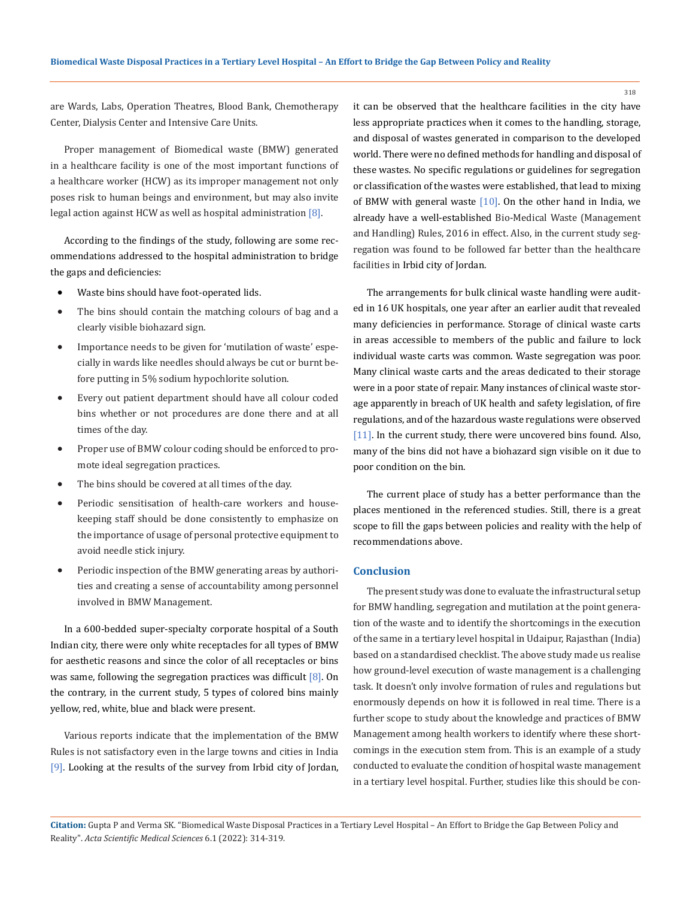are Wards, Labs, Operation Theatres, Blood Bank, Chemotherapy Center, Dialysis Center and Intensive Care Units.

Proper management of Biomedical waste (BMW) generated in a healthcare facility is one of the most important functions of a healthcare worker (HCW) as its improper management not only poses risk to human beings and environment, but may also invite legal action against HCW as well as hospital administration [8].

According to the findings of the study, following are some recommendations addressed to the hospital administration to bridge the gaps and deficiencies:

- Waste bins should have foot-operated lids.
- The bins should contain the matching colours of bag and a clearly visible biohazard sign.
- Importance needs to be given for 'mutilation of waste' especially in wards like needles should always be cut or burnt before putting in 5% sodium hypochlorite solution.
- Every out patient department should have all colour coded bins whether or not procedures are done there and at all times of the day.
- Proper use of BMW colour coding should be enforced to promote ideal segregation practices.
- The bins should be covered at all times of the day.
- Periodic sensitisation of health-care workers and housekeeping staff should be done consistently to emphasize on the importance of usage of personal protective equipment to avoid needle stick injury.
- Periodic inspection of the BMW generating areas by authorities and creating a sense of accountability among personnel involved in BMW Management.

In a 600-bedded super-specialty corporate hospital of a South Indian city, there were only white receptacles for all types of BMW for aesthetic reasons and since the color of all receptacles or bins was same, following the segregation practices was difficult [8]. On the contrary, in the current study, 5 types of colored bins mainly yellow, red, white, blue and black were present.

Various reports indicate that the implementation of the BMW Rules is not satisfactory even in the large towns and cities in India [9]. Looking at the results of the survey from Irbid city of Jordan, it can be observed that the healthcare facilities in the city have less appropriate practices when it comes to the handling, storage, and disposal of wastes generated in comparison to the developed world. There were no defined methods for handling and disposal of these wastes. No specific regulations or guidelines for segregation or classification of the wastes were established, that lead to mixing of BMW with general waste [10]. On the other hand in India, we already have a well-established Bio-Medical Waste (Management and Handling) Rules, 2016 in effect. Also, in the current study segregation was found to be followed far better than the healthcare facilities in Irbid city of Jordan.

The arrangements for bulk clinical waste handling were audited in 16 UK hospitals, one year after an earlier audit that revealed many deficiencies in performance. Storage of clinical waste carts in areas accessible to members of the public and failure to lock individual waste carts was common. Waste segregation was poor. Many clinical waste carts and the areas dedicated to their storage were in a poor state of repair. Many instances of clinical waste storage apparently in breach of UK health and safety legislation, of fire regulations, and of the hazardous waste regulations were observed [11]. In the current study, there were uncovered bins found. Also, many of the bins did not have a biohazard sign visible on it due to poor condition on the bin.

The current place of study has a better performance than the places mentioned in the referenced studies. Still, there is a great scope to fill the gaps between policies and reality with the help of recommendations above.

## Conclusion

The present study was done to evaluate the infrastructural setup for BMW handling, segregation and mutilation at the point generation of the waste and to identify the shortcomings in the execution of the same in a tertiary level hospital in Udaipur, Rajasthan (India) based on a standardised checklist. The above study made us realise how ground-level execution of waste management is a challenging task. It doesn't only involve formation of rules and regulations but enormously depends on how it is followed in real time. There is a further scope to study about the knowledge and practices of BMW Management among health workers to identify where these shortcomings in the execution stem from. This is an example of a study conducted to evaluate the condition of hospital waste management in a tertiary level hospital. Further, studies like this should be con-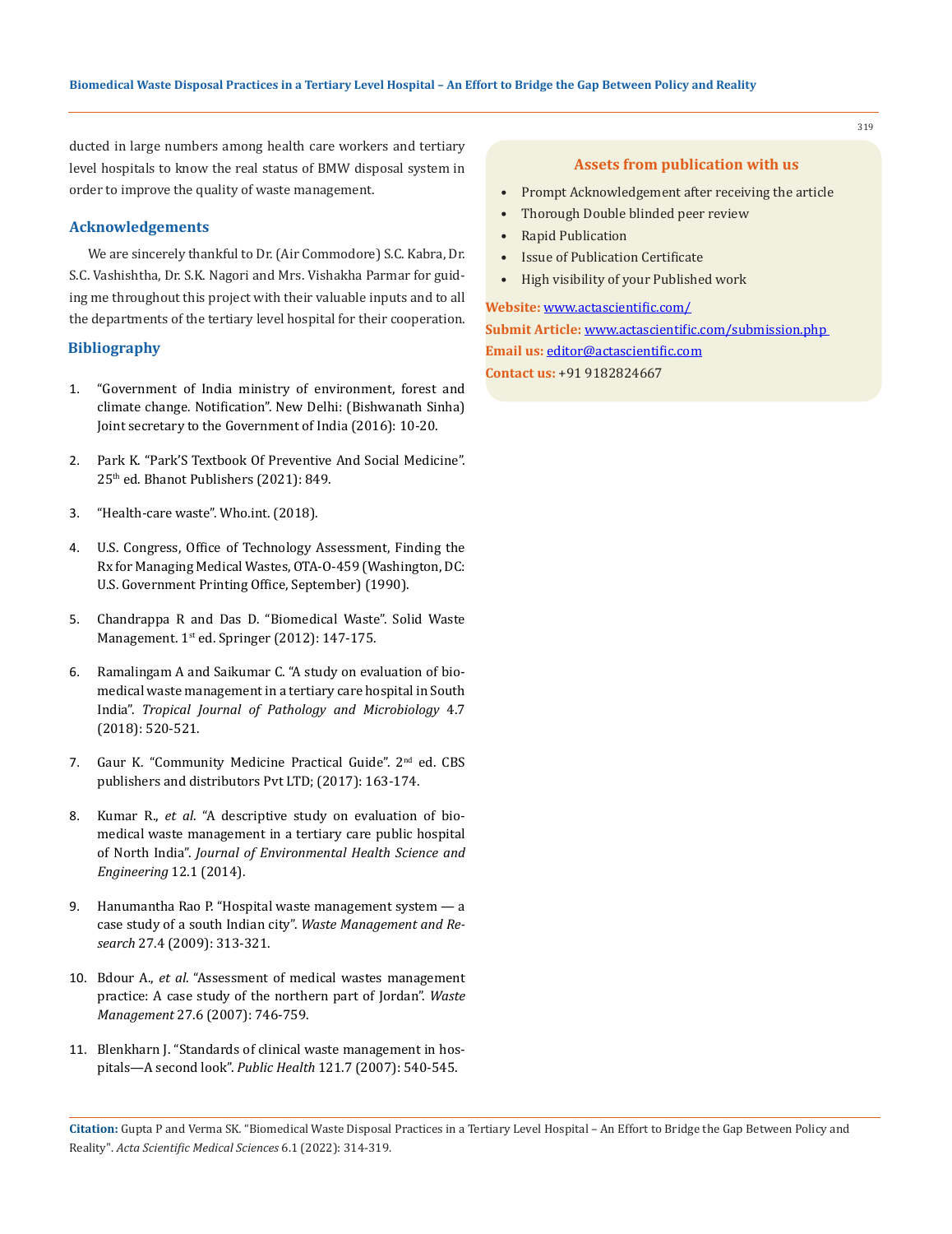ducted in large numbers among health care workers and tertiary level hospitals to know the real status of BMW disposal system in order to improve the quality of waste management.

## Acknowledgements

We are sincerely thankful to Dr. (Air Commodore) S.C. Kabra, Dr. S.C. Vashishtha, Dr. S.K. Nagori and Mrs. Vishakha Parmar for guiding me throughout this project with their valuable inputs and to all the departments of the tertiary level hospital for their cooperation.

## Bibliography

1. "Government of India ministry of environment, forest and climate change. Notification". New Delhi: (Bishwanath Sinha) Joint secretary to the Government of India (2016): 10-20.
2. Park K. "Park'S Textbook Of Preventive And Social Medicine". 25th ed. Bhanot Publishers (2021): 849.
3. "Health-care waste". Who.int. (2018).
4. U.S. Congress, Office of Technology Assessment, Finding the Rx for Managing Medical Wastes, OTA-O-459 (Washington, DC: U.S. Government Printing Office, September) (1990).
5. Chandrappa R and Das D. "Biomedical Waste". Solid Waste Management. 1st ed. Springer (2012): 147-175.
6. Ramalingam A and Saikumar C. "A study on evaluation of biomedical waste management in a tertiary care hospital in South India". *Tropical Journal of Pathology and Microbiology* 4.7 (2018): 520-521.
7. Gaur K. "Community Medicine Practical Guide". 2nd ed. CBS publishers and distributors Pvt LTD; (2017): 163-174.
8. Kumar R., *et al*. "A descriptive study on evaluation of biomedical waste management in a tertiary care public hospital of North India". *Journal of Environmental Health Science and Engineering* 12.1 (2014).
9. Hanumantha Rao P. "Hospital waste management system — a case study of a south Indian city". *Waste Management and Research* 27.4 (2009): 313-321.
10. Bdour A., *et al*. "Assessment of medical wastes management practice: A case study of the northern part of Jordan". *Waste Management* 27.6 (2007): 746-759.
11. Blenkharn J. "Standards of clinical waste management in hospitals—A second look". *Public Health* 121.7 (2007): 540-545.

**Assets from publication with us**

- Prompt Acknowledgement after receiving the article
- Thorough Double blinded peer review
- Rapid Publication
- Issue of Publication Certificate
- High visibility of your Published work

**Website:** www.actascientific.com/
**Submit Article:** www.actascientific.com/submission.php
**Email us:** editor@actascientific.com
**Contact us:** +91 9182824667